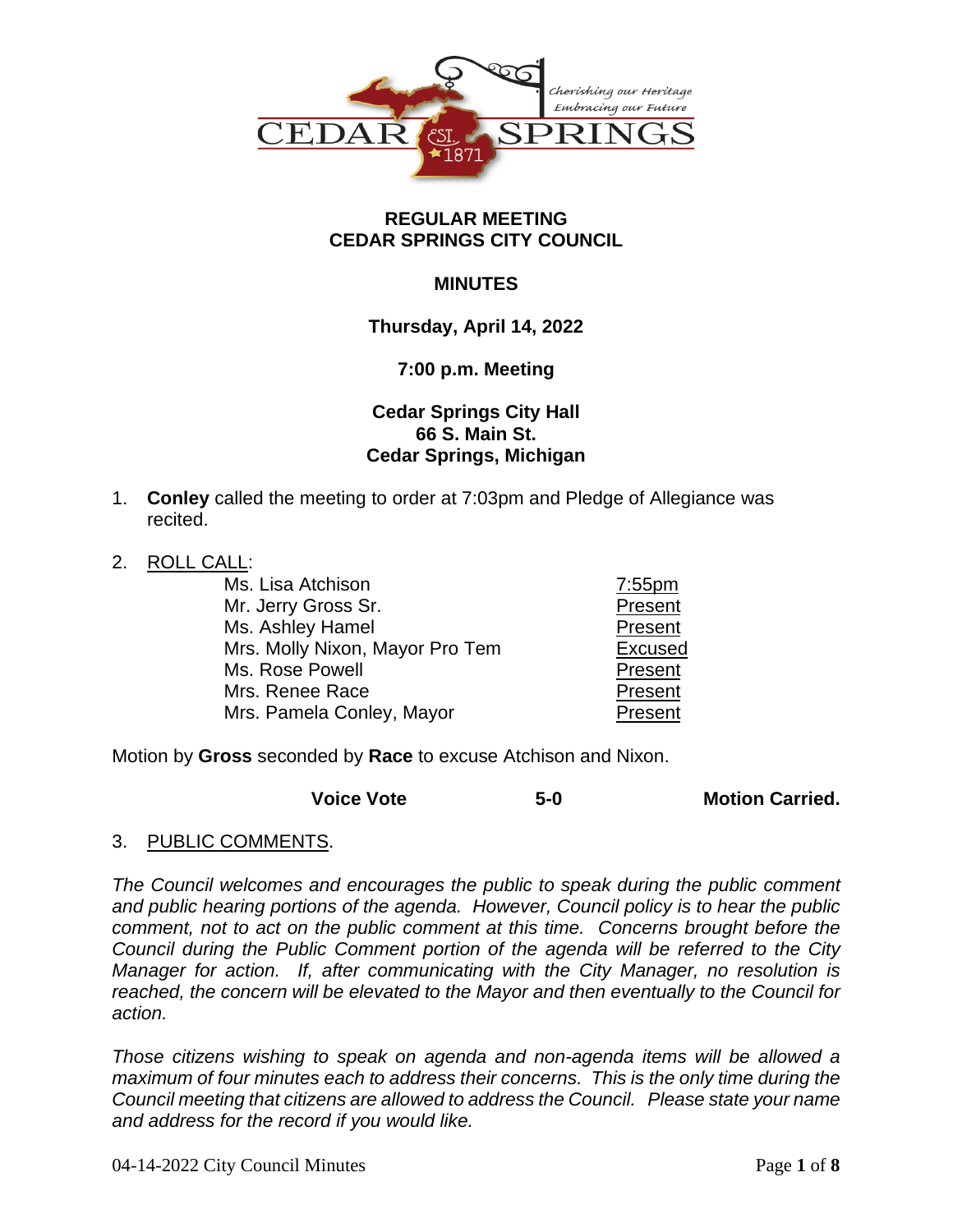**REGULAR MEETING**
**CEDAR SPRINGS CITY COUNCIL**

**MINUTES**

**Thursday, April 14, 2022**

**7:00 p.m. Meeting**

**Cedar Springs City Hall**
**66 S. Main St.**
**Cedar Springs, Michigan**

1. **Conley** called the meeting to order at 7:03pm and Pledge of Allegiance was recited.

2. ROLL CALL:

| | |
|---|---|
| Ms. Lisa Atchison | 7:55pm |
| Mr. Jerry Gross Sr. | Present |
| Ms. Ashley Hamel | Present |
| Mrs. Molly Nixon, Mayor Pro Tem | Excused |
| Ms. Rose Powell | Present |
| Mrs. Renee Race | Present |
| Mrs. Pamela Conley, Mayor | Present |

Motion by **Gross** seconded by **Race** to excuse Atchison and Nixon.

**Voice Vote** **5-0** **Motion Carried.**

3. PUBLIC COMMENTS.

*The Council welcomes and encourages the public to speak during the public comment and public hearing portions of the agenda. However, Council policy is to hear the public comment, not to act on the public comment at this time. Concerns brought before the Council during the Public Comment portion of the agenda will be referred to the City Manager for action. If, after communicating with the City Manager, no resolution is reached, the concern will be elevated to the Mayor and then eventually to the Council for action.*

*Those citizens wishing to speak on agenda and non-agenda items will be allowed a maximum of four minutes each to address their concerns. This is the only time during the Council meeting that citizens are allowed to address the Council. Please state your name and address for the record if you would like.*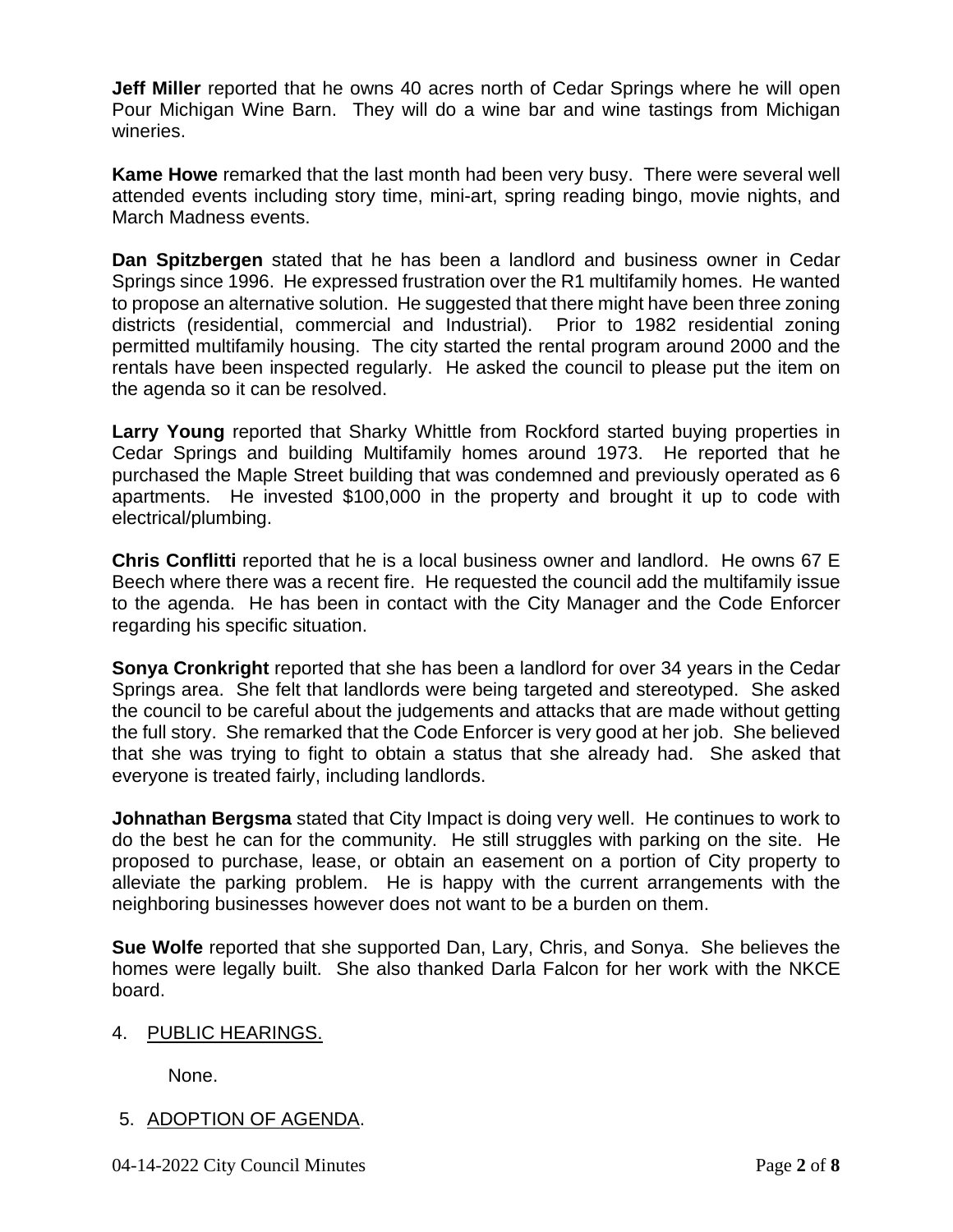**Jeff Miller** reported that he owns 40 acres north of Cedar Springs where he will open Pour Michigan Wine Barn. They will do a wine bar and wine tastings from Michigan wineries.

**Kame Howe** remarked that the last month had been very busy. There were several well attended events including story time, mini-art, spring reading bingo, movie nights, and March Madness events.

**Dan Spitzbergen** stated that he has been a landlord and business owner in Cedar Springs since 1996. He expressed frustration over the R1 multifamily homes. He wanted to propose an alternative solution. He suggested that there might have been three zoning districts (residential, commercial and Industrial). Prior to 1982 residential zoning permitted multifamily housing. The city started the rental program around 2000 and the rentals have been inspected regularly. He asked the council to please put the item on the agenda so it can be resolved.

**Larry Young** reported that Sharky Whittle from Rockford started buying properties in Cedar Springs and building Multifamily homes around 1973. He reported that he purchased the Maple Street building that was condemned and previously operated as 6 apartments. He invested $100,000 in the property and brought it up to code with electrical/plumbing.

**Chris Conflitti** reported that he is a local business owner and landlord. He owns 67 E Beech where there was a recent fire. He requested the council add the multifamily issue to the agenda. He has been in contact with the City Manager and the Code Enforcer regarding his specific situation.

**Sonya Cronkright** reported that she has been a landlord for over 34 years in the Cedar Springs area. She felt that landlords were being targeted and stereotyped. She asked the council to be careful about the judgements and attacks that are made without getting the full story. She remarked that the Code Enforcer is very good at her job. She believed that she was trying to fight to obtain a status that she already had. She asked that everyone is treated fairly, including landlords.

**Johnathan Bergsma** stated that City Impact is doing very well. He continues to work to do the best he can for the community. He still struggles with parking on the site. He proposed to purchase, lease, or obtain an easement on a portion of City property to alleviate the parking problem. He is happy with the current arrangements with the neighboring businesses however does not want to be a burden on them.

**Sue Wolfe** reported that she supported Dan, Lary, Chris, and Sonya. She believes the homes were legally built. She also thanked Darla Falcon for her work with the NKCE board.

4. PUBLIC HEARINGS.

   None.

5. ADOPTION OF AGENDA.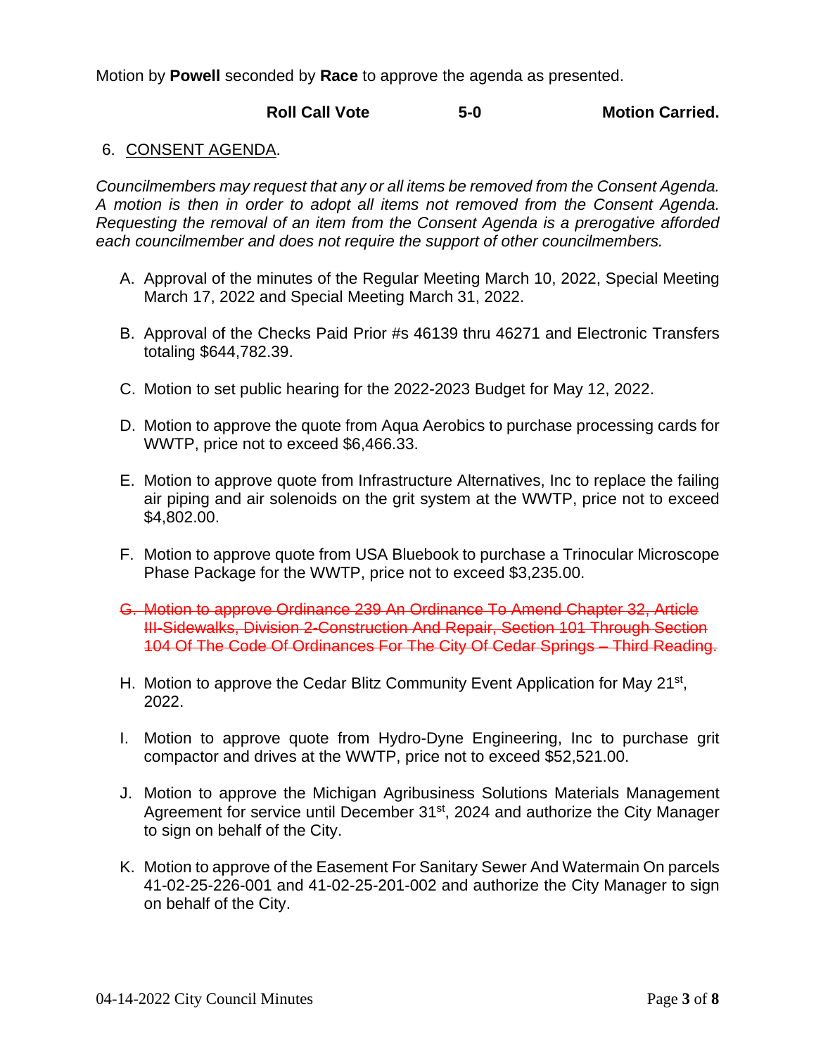Motion by **Powell** seconded by **Race** to approve the agenda as presented.

**Roll Call Vote 5-0 Motion Carried.**

6. CONSENT AGENDA.

*Councilmembers may request that any or all items be removed from the Consent Agenda. A motion is then in order to adopt all items not removed from the Consent Agenda. Requesting the removal of an item from the Consent Agenda is a prerogative afforded each councilmember and does not require the support of other councilmembers.*

A. Approval of the minutes of the Regular Meeting March 10, 2022, Special Meeting March 17, 2022 and Special Meeting March 31, 2022.

B. Approval of the Checks Paid Prior #s 46139 thru 46271 and Electronic Transfers totaling $644,782.39.

C. Motion to set public hearing for the 2022-2023 Budget for May 12, 2022.

D. Motion to approve the quote from Aqua Aerobics to purchase processing cards for WWTP, price not to exceed $6,466.33.

E. Motion to approve quote from Infrastructure Alternatives, Inc to replace the failing air piping and air solenoids on the grit system at the WWTP, price not to exceed $4,802.00.

F. Motion to approve quote from USA Bluebook to purchase a Trinocular Microscope Phase Package for the WWTP, price not to exceed $3,235.00.

~~G. Motion to approve Ordinance 239 An Ordinance To Amend Chapter 32, Article III-Sidewalks, Division 2-Construction And Repair, Section 101 Through Section 104 Of The Code Of Ordinances For The City Of Cedar Springs – Third Reading.~~

H. Motion to approve the Cedar Blitz Community Event Application for May 21st, 2022.

I. Motion to approve quote from Hydro-Dyne Engineering, Inc to purchase grit compactor and drives at the WWTP, price not to exceed $52,521.00.

J. Motion to approve the Michigan Agribusiness Solutions Materials Management Agreement for service until December 31st, 2024 and authorize the City Manager to sign on behalf of the City.

K. Motion to approve of the Easement For Sanitary Sewer And Watermain On parcels 41-02-25-226-001 and 41-02-25-201-002 and authorize the City Manager to sign on behalf of the City.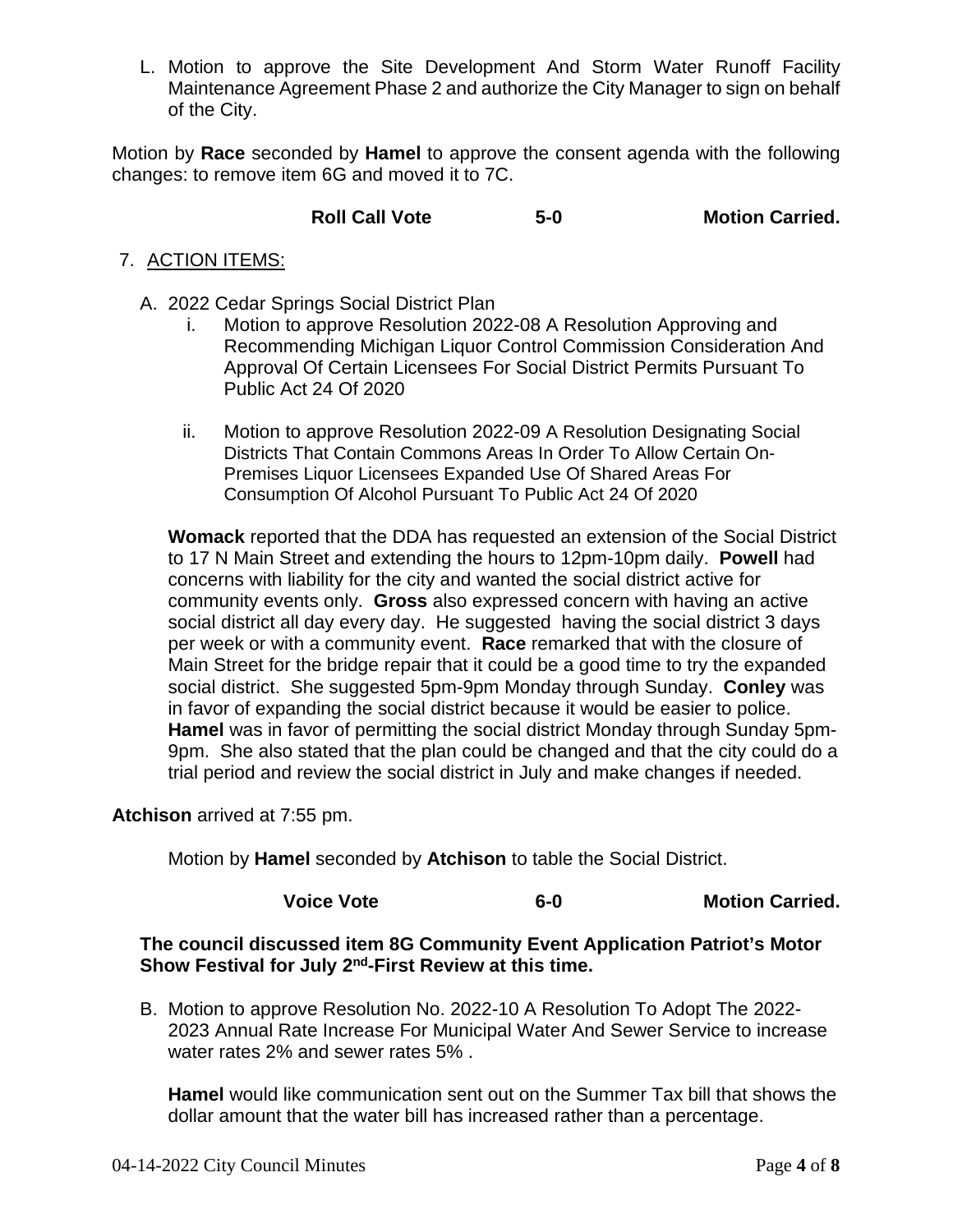L. Motion to approve the Site Development And Storm Water Runoff Facility Maintenance Agreement Phase 2 and authorize the City Manager to sign on behalf of the City.

Motion by **Race** seconded by **Hamel** to approve the consent agenda with the following changes: to remove item 6G and moved it to 7C.

**Roll Call Vote 5-0 Motion Carried.**

7. ACTION ITEMS:

A. 2022 Cedar Springs Social District Plan
   i. Motion to approve Resolution 2022-08 A Resolution Approving and Recommending Michigan Liquor Control Commission Consideration And Approval Of Certain Licensees For Social District Permits Pursuant To Public Act 24 Of 2020

   ii. Motion to approve Resolution 2022-09 A Resolution Designating Social Districts That Contain Commons Areas In Order To Allow Certain On-Premises Liquor Licensees Expanded Use Of Shared Areas For Consumption Of Alcohol Pursuant To Public Act 24 Of 2020

**Womack** reported that the DDA has requested an extension of the Social District to 17 N Main Street and extending the hours to 12pm-10pm daily. **Powell** had concerns with liability for the city and wanted the social district active for community events only. **Gross** also expressed concern with having an active social district all day every day. He suggested having the social district 3 days per week or with a community event. **Race** remarked that with the closure of Main Street for the bridge repair that it could be a good time to try the expanded social district. She suggested 5pm-9pm Monday through Sunday. **Conley** was in favor of expanding the social district because it would be easier to police. **Hamel** was in favor of permitting the social district Monday through Sunday 5pm-9pm. She also stated that the plan could be changed and that the city could do a trial period and review the social district in July and make changes if needed.

**Atchison** arrived at 7:55 pm.

Motion by **Hamel** seconded by **Atchison** to table the Social District.

**Voice Vote 6-0 Motion Carried.**

**The council discussed item 8G Community Event Application Patriot's Motor Show Festival for July 2nd-First Review at this time.**

B. Motion to approve Resolution No. 2022-10 A Resolution To Adopt The 2022-2023 Annual Rate Increase For Municipal Water And Sewer Service to increase water rates 2% and sewer rates 5% .

**Hamel** would like communication sent out on the Summer Tax bill that shows the dollar amount that the water bill has increased rather than a percentage.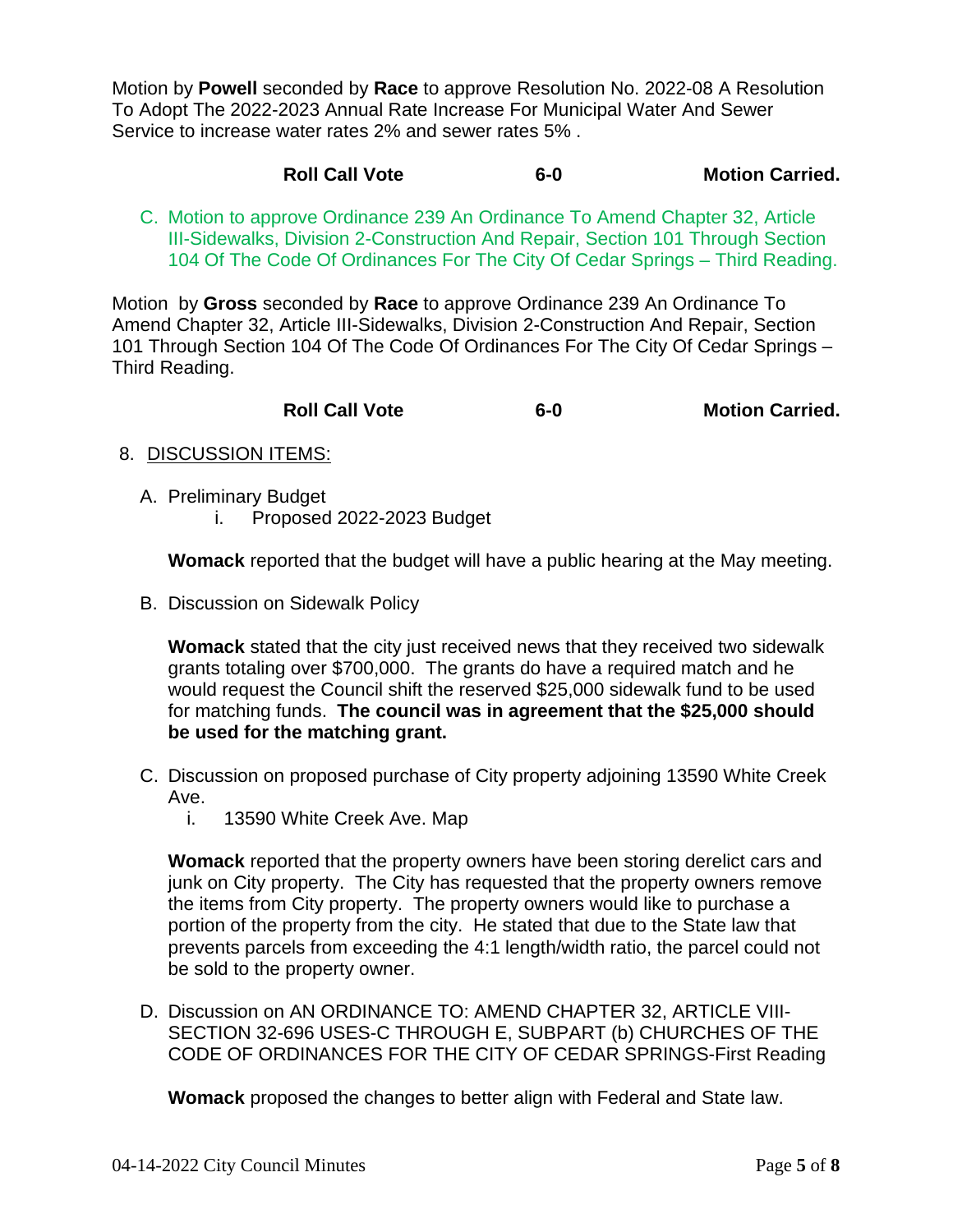Motion by **Powell** seconded by **Race** to approve Resolution No. 2022-08 A Resolution To Adopt The 2022-2023 Annual Rate Increase For Municipal Water And Sewer Service to increase water rates 2% and sewer rates 5% .

**Roll Call Vote 6-0 Motion Carried.**

C. Motion to approve Ordinance 239 An Ordinance To Amend Chapter 32, Article III-Sidewalks, Division 2-Construction And Repair, Section 101 Through Section 104 Of The Code Of Ordinances For The City Of Cedar Springs – Third Reading.

Motion by **Gross** seconded by **Race** to approve Ordinance 239 An Ordinance To Amend Chapter 32, Article III-Sidewalks, Division 2-Construction And Repair, Section 101 Through Section 104 Of The Code Of Ordinances For The City Of Cedar Springs – Third Reading.

**Roll Call Vote 6-0 Motion Carried.**

8. DISCUSSION ITEMS:

A. Preliminary Budget
   i. Proposed 2022-2023 Budget

**Womack** reported that the budget will have a public hearing at the May meeting.

B. Discussion on Sidewalk Policy

**Womack** stated that the city just received news that they received two sidewalk grants totaling over $700,000. The grants do have a required match and he would request the Council shift the reserved $25,000 sidewalk fund to be used for matching funds. **The council was in agreement that the $25,000 should be used for the matching grant.**

C. Discussion on proposed purchase of City property adjoining 13590 White Creek Ave.
   i. 13590 White Creek Ave. Map

**Womack** reported that the property owners have been storing derelict cars and junk on City property. The City has requested that the property owners remove the items from City property. The property owners would like to purchase a portion of the property from the city. He stated that due to the State law that prevents parcels from exceeding the 4:1 length/width ratio, the parcel could not be sold to the property owner.

D. Discussion on AN ORDINANCE TO: AMEND CHAPTER 32, ARTICLE VIII-SECTION 32-696 USES-C THROUGH E, SUBPART (b) CHURCHES OF THE CODE OF ORDINANCES FOR THE CITY OF CEDAR SPRINGS-First Reading

**Womack** proposed the changes to better align with Federal and State law.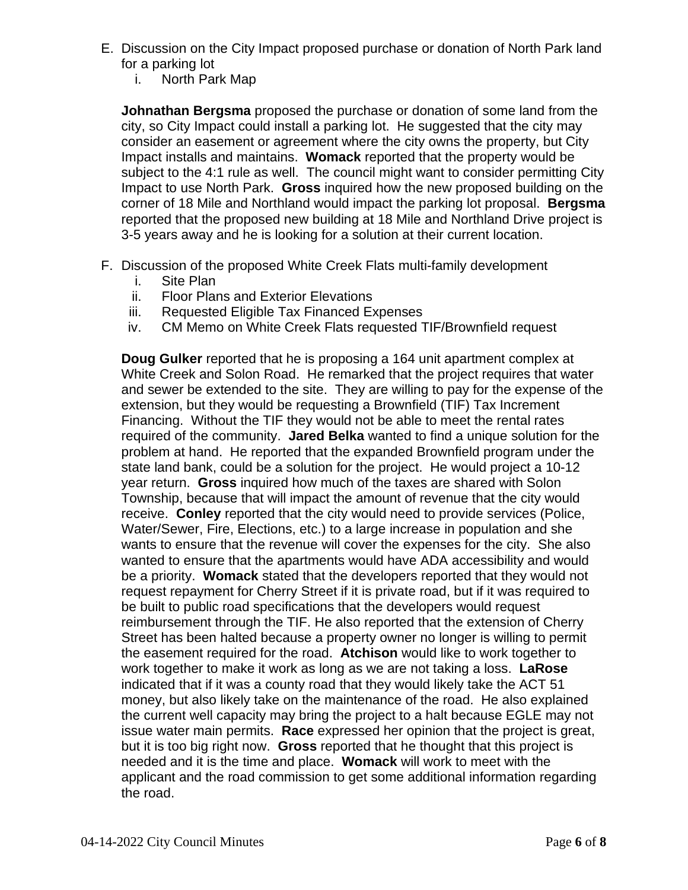E. Discussion on the City Impact proposed purchase or donation of North Park land for a parking lot
   i. North Park Map

**Johnathan Bergsma** proposed the purchase or donation of some land from the city, so City Impact could install a parking lot. He suggested that the city may consider an easement or agreement where the city owns the property, but City Impact installs and maintains. **Womack** reported that the property would be subject to the 4:1 rule as well. The council might want to consider permitting City Impact to use North Park. **Gross** inquired how the new proposed building on the corner of 18 Mile and Northland would impact the parking lot proposal. **Bergsma** reported that the proposed new building at 18 Mile and Northland Drive project is 3-5 years away and he is looking for a solution at their current location.

F. Discussion of the proposed White Creek Flats multi-family development
   i. Site Plan
   ii. Floor Plans and Exterior Elevations
   iii. Requested Eligible Tax Financed Expenses
   iv. CM Memo on White Creek Flats requested TIF/Brownfield request

**Doug Gulker** reported that he is proposing a 164 unit apartment complex at White Creek and Solon Road. He remarked that the project requires that water and sewer be extended to the site. They are willing to pay for the expense of the extension, but they would be requesting a Brownfield (TIF) Tax Increment Financing. Without the TIF they would not be able to meet the rental rates required of the community. **Jared Belka** wanted to find a unique solution for the problem at hand. He reported that the expanded Brownfield program under the state land bank, could be a solution for the project. He would project a 10-12 year return. **Gross** inquired how much of the taxes are shared with Solon Township, because that will impact the amount of revenue that the city would receive. **Conley** reported that the city would need to provide services (Police, Water/Sewer, Fire, Elections, etc.) to a large increase in population and she wants to ensure that the revenue will cover the expenses for the city. She also wanted to ensure that the apartments would have ADA accessibility and would be a priority. **Womack** stated that the developers reported that they would not request repayment for Cherry Street if it is private road, but if it was required to be built to public road specifications that the developers would request reimbursement through the TIF. He also reported that the extension of Cherry Street has been halted because a property owner no longer is willing to permit the easement required for the road. **Atchison** would like to work together to work together to make it work as long as we are not taking a loss. **LaRose** indicated that if it was a county road that they would likely take the ACT 51 money, but also likely take on the maintenance of the road. He also explained the current well capacity may bring the project to a halt because EGLE may not issue water main permits. **Race** expressed her opinion that the project is great, but it is too big right now. **Gross** reported that he thought that this project is needed and it is the time and place. **Womack** will work to meet with the applicant and the road commission to get some additional information regarding the road.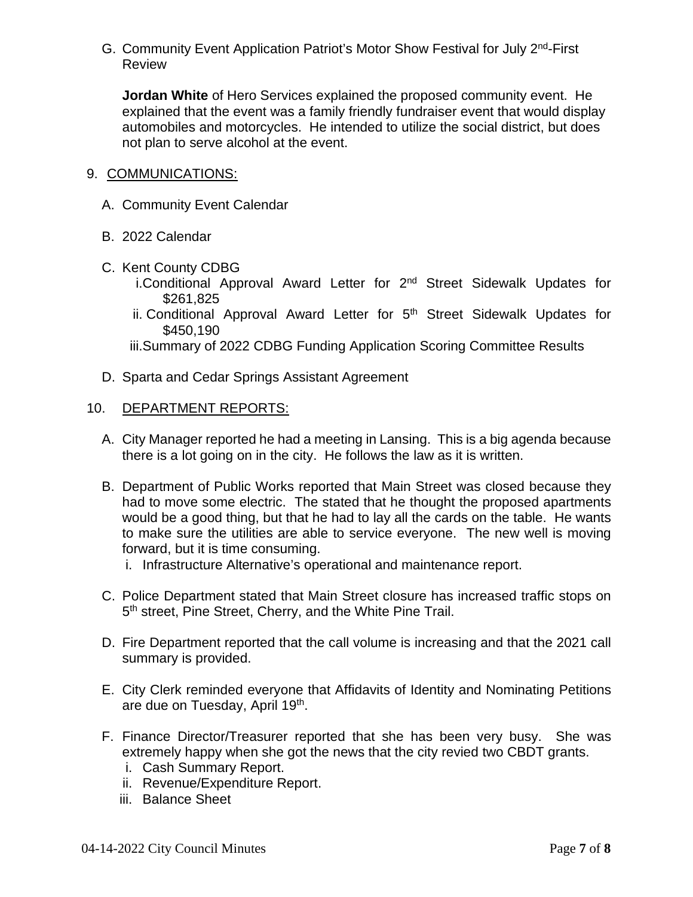G. Community Event Application Patriot's Motor Show Festival for July 2nd-First Review

   **Jordan White** of Hero Services explained the proposed community event. He explained that the event was a family friendly fundraiser event that would display automobiles and motorcycles. He intended to utilize the social district, but does not plan to serve alcohol at the event.

9. COMMUNICATIONS:

   A. Community Event Calendar

   B. 2022 Calendar

   C. Kent County CDBG
      i. Conditional Approval Award Letter for 2nd Street Sidewalk Updates for $261,825
      ii. Conditional Approval Award Letter for 5th Street Sidewalk Updates for $450,190
      iii. Summary of 2022 CDBG Funding Application Scoring Committee Results

   D. Sparta and Cedar Springs Assistant Agreement

10. DEPARTMENT REPORTS:

   A. City Manager reported he had a meeting in Lansing. This is a big agenda because there is a lot going on in the city. He follows the law as it is written.

   B. Department of Public Works reported that Main Street was closed because they had to move some electric. The stated that he thought the proposed apartments would be a good thing, but that he had to lay all the cards on the table. He wants to make sure the utilities are able to service everyone. The new well is moving forward, but it is time consuming.
      i. Infrastructure Alternative's operational and maintenance report.

   C. Police Department stated that Main Street closure has increased traffic stops on 5th street, Pine Street, Cherry, and the White Pine Trail.

   D. Fire Department reported that the call volume is increasing and that the 2021 call summary is provided.

   E. City Clerk reminded everyone that Affidavits of Identity and Nominating Petitions are due on Tuesday, April 19th.

   F. Finance Director/Treasurer reported that she has been very busy. She was extremely happy when she got the news that the city revied two CBDT grants.
      i. Cash Summary Report.
      ii. Revenue/Expenditure Report.
      iii. Balance Sheet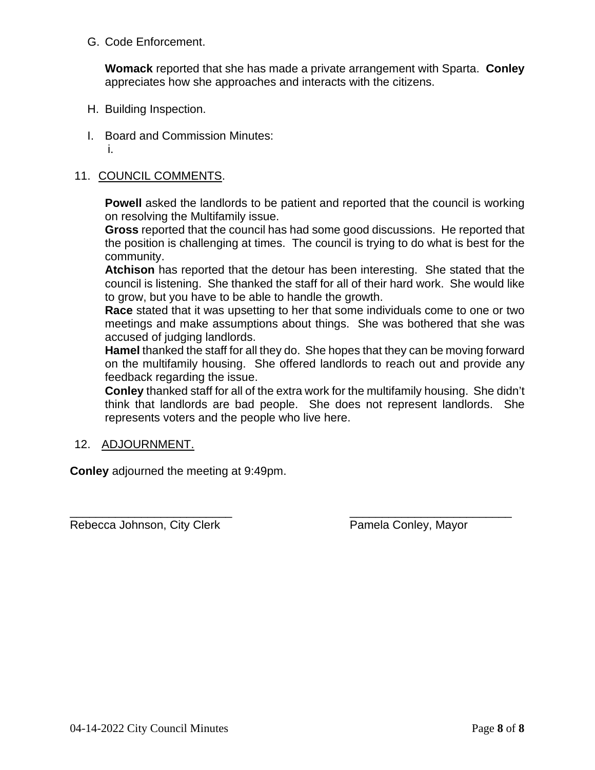G. Code Enforcement.

**Womack** reported that she has made a private arrangement with Sparta. **Conley** appreciates how she approaches and interacts with the citizens.

H. Building Inspection.

I. Board and Commission Minutes:
   i.

11. <u>COUNCIL COMMENTS</u>.

**Powell** asked the landlords to be patient and reported that the council is working on resolving the Multifamily issue.
**Gross** reported that the council has had some good discussions. He reported that the position is challenging at times. The council is trying to do what is best for the community.
**Atchison** has reported that the detour has been interesting. She stated that the council is listening. She thanked the staff for all of their hard work. She would like to grow, but you have to be able to handle the growth.
**Race** stated that it was upsetting to her that some individuals come to one or two meetings and make assumptions about things. She was bothered that she was accused of judging landlords.
**Hamel** thanked the staff for all they do. She hopes that they can be moving forward on the multifamily housing. She offered landlords to reach out and provide any feedback regarding the issue.
**Conley** thanked staff for all of the extra work for the multifamily housing. She didn't think that landlords are bad people. She does not represent landlords. She represents voters and the people who live here.

12. <u>ADJOURNMENT.</u>

**Conley** adjourned the meeting at 9:49pm.

_________________________
Rebecca Johnson, City Clerk

_________________________
Pamela Conley, Mayor